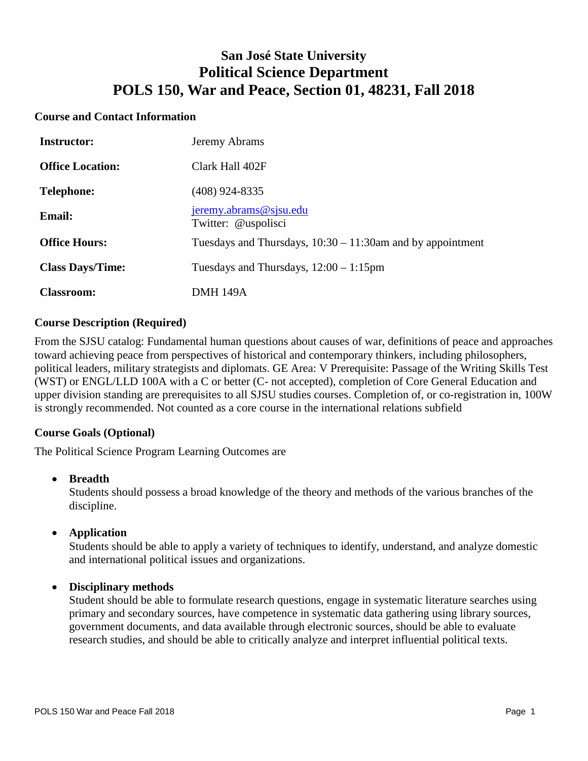# San José State University
# Political Science Department
# POLS 150, War and Peace, Section 01, 48231, Fall 2018

## Course and Contact Information

| | |
|---|---|
| **Instructor:** | Jeremy Abrams |
| **Office Location:** | Clark Hall 402F |
| **Telephone:** | (408) 924-8335 |
| **Email:** | jeremy.abrams@sjsu.edu<br>Twitter: @uspolisci |
| **Office Hours:** | Tuesdays and Thursdays, 10:30 – 11:30am and by appointment |
| **Class Days/Time:** | Tuesdays and Thursdays, 12:00 – 1:15pm |
| **Classroom:** | DMH 149A |

## Course Description (Required)

From the SJSU catalog: Fundamental human questions about causes of war, definitions of peace and approaches toward achieving peace from perspectives of historical and contemporary thinkers, including philosophers, political leaders, military strategists and diplomats. GE Area: V Prerequisite: Passage of the Writing Skills Test (WST) or ENGL/LLD 100A with a C or better (C- not accepted), completion of Core General Education and upper division standing are prerequisites to all SJSU studies courses. Completion of, or co-registration in, 100W is strongly recommended. Not counted as a core course in the international relations subfield

## Course Goals (Optional)

The Political Science Program Learning Outcomes are

- **Breadth**
  Students should possess a broad knowledge of the theory and methods of the various branches of the discipline.

- **Application**
  Students should be able to apply a variety of techniques to identify, understand, and analyze domestic and international political issues and organizations.

- **Disciplinary methods**
  Student should be able to formulate research questions, engage in systematic literature searches using primary and secondary sources, have competence in systematic data gathering using library sources, government documents, and data available through electronic sources, should be able to evaluate research studies, and should be able to critically analyze and interpret influential political texts.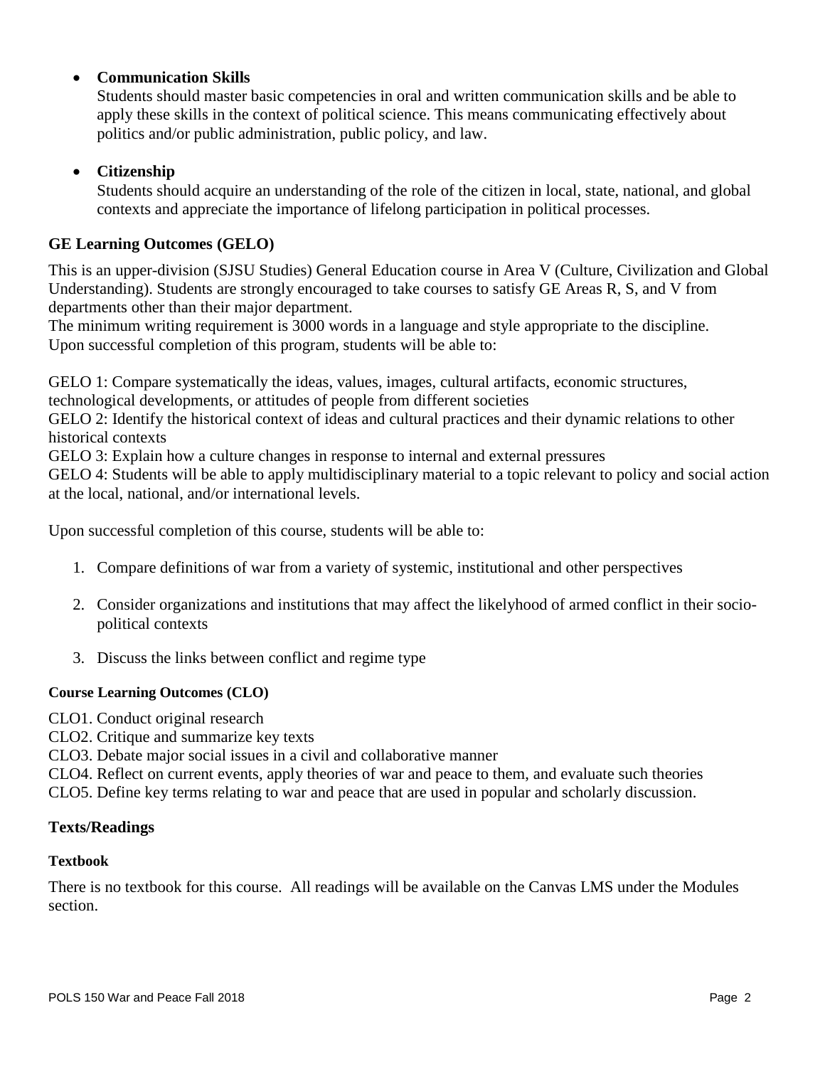- **Communication Skills**
  Students should master basic competencies in oral and written communication skills and be able to apply these skills in the context of political science. This means communicating effectively about politics and/or public administration, public policy, and law.

- **Citizenship**
  Students should acquire an understanding of the role of the citizen in local, state, national, and global contexts and appreciate the importance of lifelong participation in political processes.

## GE Learning Outcomes (GELO)

This is an upper-division (SJSU Studies) General Education course in Area V (Culture, Civilization and Global Understanding). Students are strongly encouraged to take courses to satisfy GE Areas R, S, and V from departments other than their major department.
The minimum writing requirement is 3000 words in a language and style appropriate to the discipline.
Upon successful completion of this program, students will be able to:

GELO 1: Compare systematically the ideas, values, images, cultural artifacts, economic structures, technological developments, or attitudes of people from different societies
GELO 2: Identify the historical context of ideas and cultural practices and their dynamic relations to other historical contexts
GELO 3: Explain how a culture changes in response to internal and external pressures
GELO 4: Students will be able to apply multidisciplinary material to a topic relevant to policy and social action at the local, national, and/or international levels.

Upon successful completion of this course, students will be able to:

1. Compare definitions of war from a variety of systemic, institutional and other perspectives
2. Consider organizations and institutions that may affect the likelyhood of armed conflict in their socio-political contexts
3. Discuss the links between conflict and regime type

### Course Learning Outcomes (CLO)

CLO1. Conduct original research
CLO2. Critique and summarize key texts
CLO3. Debate major social issues in a civil and collaborative manner
CLO4. Reflect on current events, apply theories of war and peace to them, and evaluate such theories
CLO5. Define key terms relating to war and peace that are used in popular and scholarly discussion.

## Texts/Readings

### Textbook

There is no textbook for this course. All readings will be available on the Canvas LMS under the Modules section.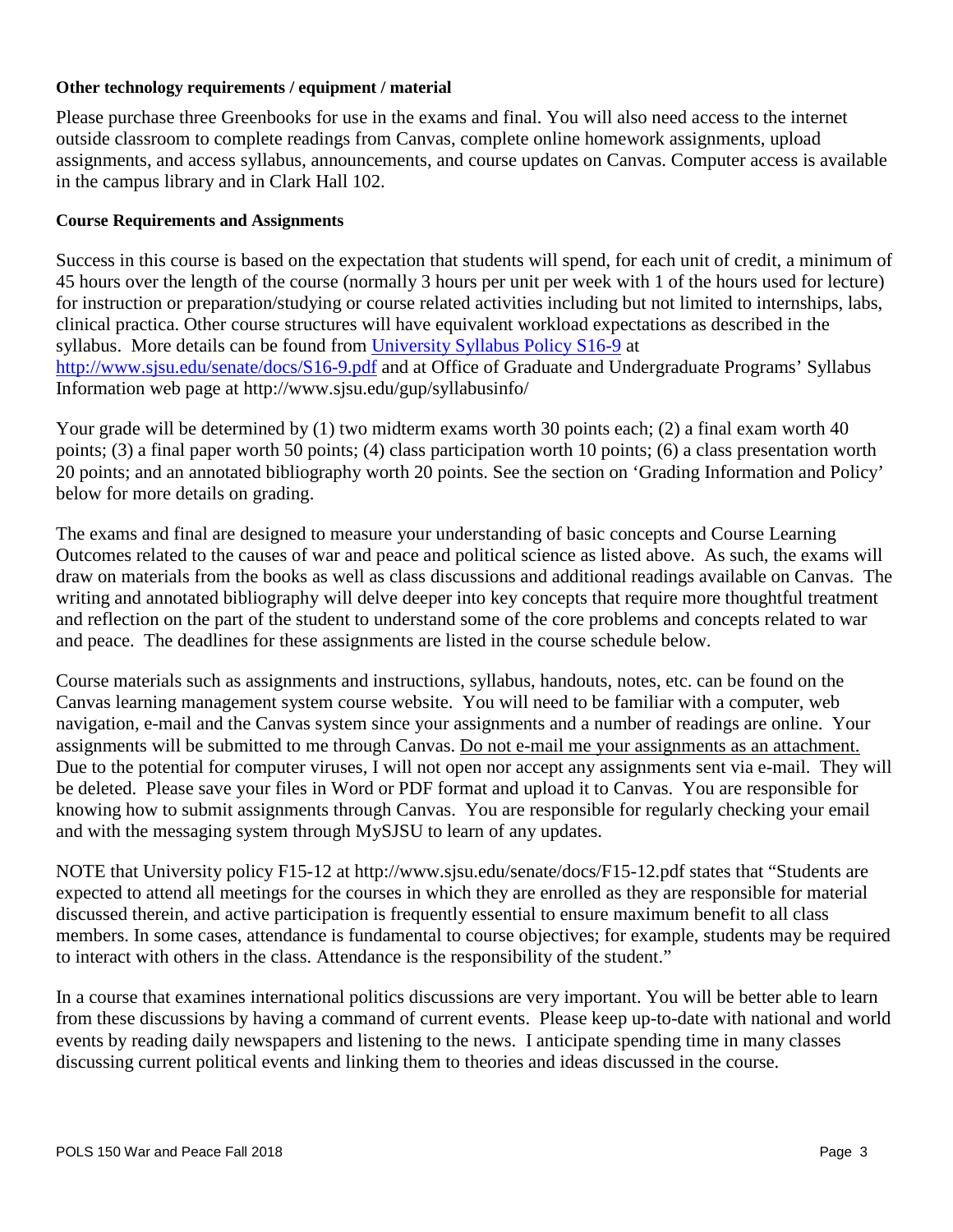**Other technology requirements / equipment / material**

Please purchase three Greenbooks for use in the exams and final. You will also need access to the internet outside classroom to complete readings from Canvas, complete online homework assignments, upload assignments, and access syllabus, announcements, and course updates on Canvas. Computer access is available in the campus library and in Clark Hall 102.

**Course Requirements and Assignments**

Success in this course is based on the expectation that students will spend, for each unit of credit, a minimum of 45 hours over the length of the course (normally 3 hours per unit per week with 1 of the hours used for lecture) for instruction or preparation/studying or course related activities including but not limited to internships, labs, clinical practica. Other course structures will have equivalent workload expectations as described in the syllabus. More details can be found from [University Syllabus Policy S16-9](http://www.sjsu.edu/senate/docs/S16-9.pdf) at [http://www.sjsu.edu/senate/docs/S16-9.pdf](http://www.sjsu.edu/senate/docs/S16-9.pdf) and at Office of Graduate and Undergraduate Programs' Syllabus Information web page at http://www.sjsu.edu/gup/syllabusinfo/

Your grade will be determined by (1) two midterm exams worth 30 points each; (2) a final exam worth 40 points; (3) a final paper worth 50 points; (4) class participation worth 10 points; (6) a class presentation worth 20 points; and an annotated bibliography worth 20 points. See the section on 'Grading Information and Policy' below for more details on grading.

The exams and final are designed to measure your understanding of basic concepts and Course Learning Outcomes related to the causes of war and peace and political science as listed above. As such, the exams will draw on materials from the books as well as class discussions and additional readings available on Canvas. The writing and annotated bibliography will delve deeper into key concepts that require more thoughtful treatment and reflection on the part of the student to understand some of the core problems and concepts related to war and peace. The deadlines for these assignments are listed in the course schedule below.

Course materials such as assignments and instructions, syllabus, handouts, notes, etc. can be found on the Canvas learning management system course website. You will need to be familiar with a computer, web navigation, e-mail and the Canvas system since your assignments and a number of readings are online. Your assignments will be submitted to me through Canvas. <u>Do not e-mail me your assignments as an attachment.</u> Due to the potential for computer viruses, I will not open nor accept any assignments sent via e-mail. They will be deleted. Please save your files in Word or PDF format and upload it to Canvas. You are responsible for knowing how to submit assignments through Canvas. You are responsible for regularly checking your email and with the messaging system through MySJSU to learn of any updates.

NOTE that University policy F15-12 at http://www.sjsu.edu/senate/docs/F15-12.pdf states that "Students are expected to attend all meetings for the courses in which they are enrolled as they are responsible for material discussed therein, and active participation is frequently essential to ensure maximum benefit to all class members. In some cases, attendance is fundamental to course objectives; for example, students may be required to interact with others in the class. Attendance is the responsibility of the student."

In a course that examines international politics discussions are very important. You will be better able to learn from these discussions by having a command of current events. Please keep up-to-date with national and world events by reading daily newspapers and listening to the news. I anticipate spending time in many classes discussing current political events and linking them to theories and ideas discussed in the course.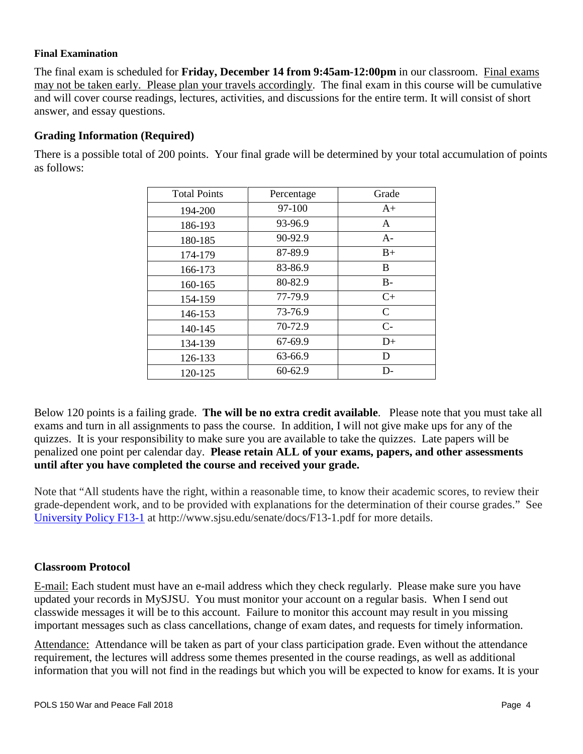### Final Examination

The final exam is scheduled for **Friday, December 14 from 9:45am-12:00pm** in our classroom. Final exams may not be taken early. Please plan your travels accordingly. The final exam in this course will be cumulative and will cover course readings, lectures, activities, and discussions for the entire term. It will consist of short answer, and essay questions.

## Grading Information (Required)

There is a possible total of 200 points. Your final grade will be determined by your total accumulation of points as follows:

| Total Points | Percentage | Grade |
|---|---|---|
| 194-200 | 97-100 | A+ |
| 186-193 | 93-96.9 | A |
| 180-185 | 90-92.9 | A- |
| 174-179 | 87-89.9 | B+ |
| 166-173 | 83-86.9 | B |
| 160-165 | 80-82.9 | B- |
| 154-159 | 77-79.9 | C+ |
| 146-153 | 73-76.9 | C |
| 140-145 | 70-72.9 | C- |
| 134-139 | 67-69.9 | D+ |
| 126-133 | 63-66.9 | D |
| 120-125 | 60-62.9 | D- |

Below 120 points is a failing grade. **The will be no extra credit available**. Please note that you must take all exams and turn in all assignments to pass the course. In addition, I will not give make ups for any of the quizzes. It is your responsibility to make sure you are available to take the quizzes. Late papers will be penalized one point per calendar day. **Please retain ALL of your exams, papers, and other assessments until after you have completed the course and received your grade.**

Note that "All students have the right, within a reasonable time, to know their academic scores, to review their grade-dependent work, and to be provided with explanations for the determination of their course grades." See [University Policy F13-1](http://www.sjsu.edu/senate/docs/F13-1.pdf) at http://www.sjsu.edu/senate/docs/F13-1.pdf for more details.

## Classroom Protocol

E-mail: Each student must have an e-mail address which they check regularly. Please make sure you have updated your records in MySJSU. You must monitor your account on a regular basis. When I send out classwide messages it will be to this account. Failure to monitor this account may result in you missing important messages such as class cancellations, change of exam dates, and requests for timely information.

Attendance: Attendance will be taken as part of your class participation grade. Even without the attendance requirement, the lectures will address some themes presented in the course readings, as well as additional information that you will not find in the readings but which you will be expected to know for exams. It is your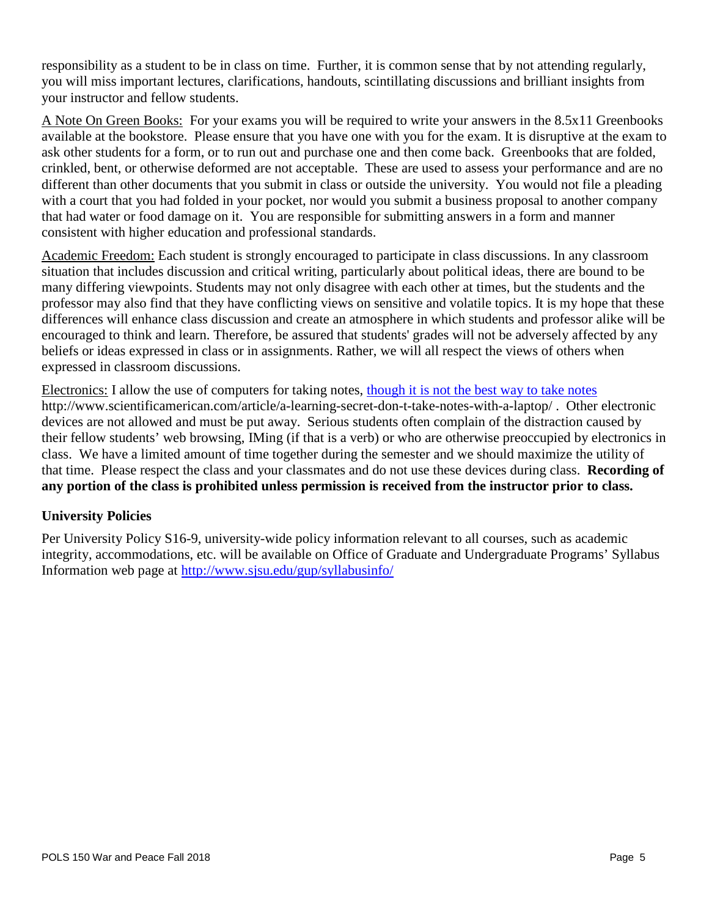responsibility as a student to be in class on time. Further, it is common sense that by not attending regularly, you will miss important lectures, clarifications, handouts, scintillating discussions and brilliant insights from your instructor and fellow students.

A Note On Green Books: For your exams you will be required to write your answers in the 8.5x11 Greenbooks available at the bookstore. Please ensure that you have one with you for the exam. It is disruptive at the exam to ask other students for a form, or to run out and purchase one and then come back. Greenbooks that are folded, crinkled, bent, or otherwise deformed are not acceptable. These are used to assess your performance and are no different than other documents that you submit in class or outside the university. You would not file a pleading with a court that you had folded in your pocket, nor would you submit a business proposal to another company that had water or food damage on it. You are responsible for submitting answers in a form and manner consistent with higher education and professional standards.

Academic Freedom: Each student is strongly encouraged to participate in class discussions. In any classroom situation that includes discussion and critical writing, particularly about political ideas, there are bound to be many differing viewpoints. Students may not only disagree with each other at times, but the students and the professor may also find that they have conflicting views on sensitive and volatile topics. It is my hope that these differences will enhance class discussion and create an atmosphere in which students and professor alike will be encouraged to think and learn. Therefore, be assured that students' grades will not be adversely affected by any beliefs or ideas expressed in class or in assignments. Rather, we will all respect the views of others when expressed in classroom discussions.

Electronics: I allow the use of computers for taking notes, [though it is not the best way to take notes](http://www.scientificamerican.com/article/a-learning-secret-don-t-take-notes-with-a-laptop/) http://www.scientificamerican.com/article/a-learning-secret-don-t-take-notes-with-a-laptop/ . Other electronic devices are not allowed and must be put away. Serious students often complain of the distraction caused by their fellow students' web browsing, IMing (if that is a verb) or who are otherwise preoccupied by electronics in class. We have a limited amount of time together during the semester and we should maximize the utility of that time. Please respect the class and your classmates and do not use these devices during class. **Recording of any portion of the class is prohibited unless permission is received from the instructor prior to class.**

### University Policies

Per University Policy S16-9, university-wide policy information relevant to all courses, such as academic integrity, accommodations, etc. will be available on Office of Graduate and Undergraduate Programs' Syllabus Information web page at [http://www.sjsu.edu/gup/syllabusinfo/](http://www.sjsu.edu/gup/syllabusinfo/)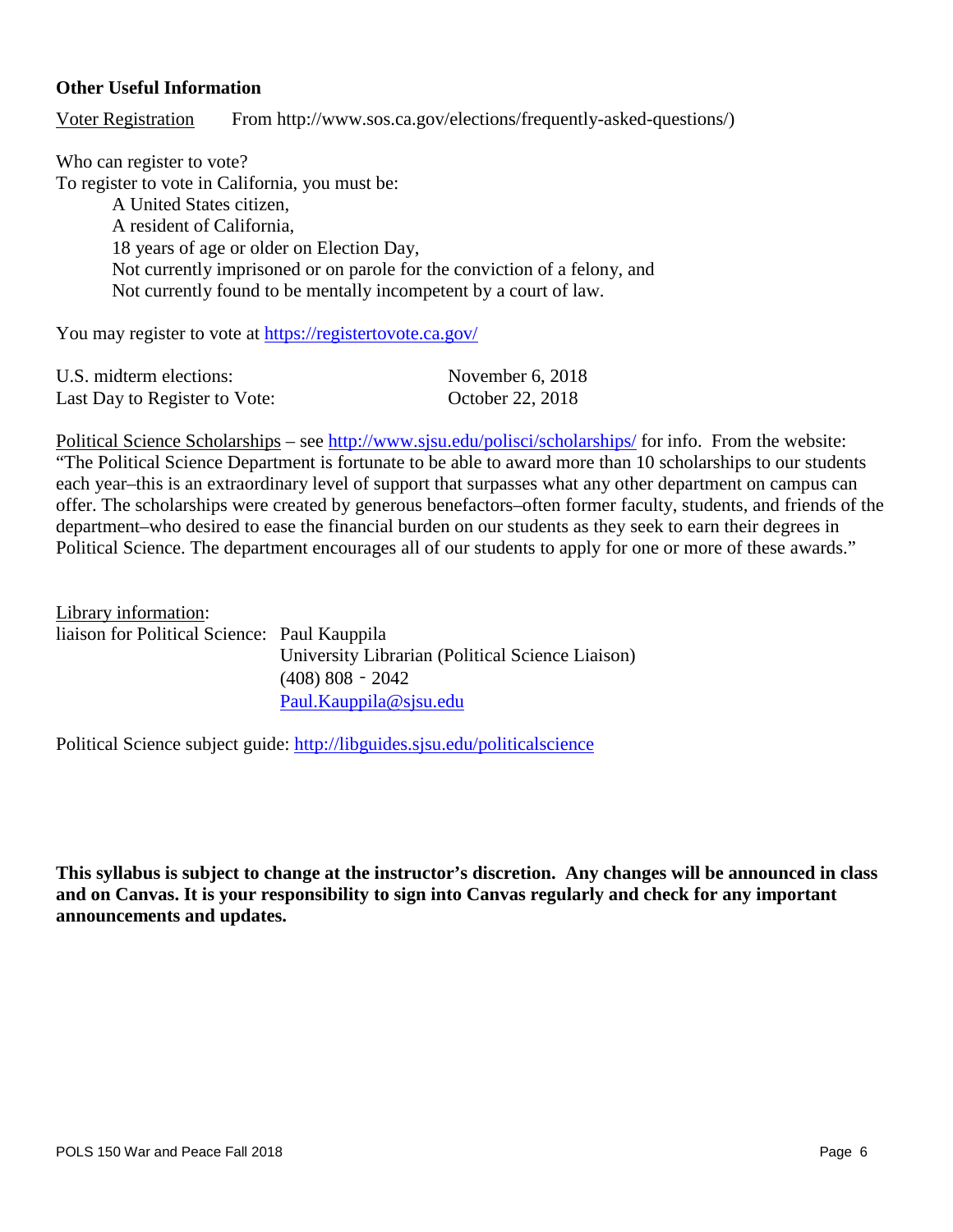**Other Useful Information**

Voter Registration From http://www.sos.ca.gov/elections/frequently-asked-questions/)

Who can register to vote?
To register to vote in California, you must be:

- A United States citizen,
- A resident of California,
- 18 years of age or older on Election Day,
- Not currently imprisoned or on parole for the conviction of a felony, and
- Not currently found to be mentally incompetent by a court of law.

You may register to vote at https://registertovote.ca.gov/

| | |
|---|---|
| U.S. midterm elections: | November 6, 2018 |
| Last Day to Register to Vote: | October 22, 2018 |

Political Science Scholarships – see http://www.sjsu.edu/polisci/scholarships/ for info. From the website: "The Political Science Department is fortunate to be able to award more than 10 scholarships to our students each year–this is an extraordinary level of support that surpasses what any other department on campus can offer. The scholarships were created by generous benefactors–often former faculty, students, and friends of the department–who desired to ease the financial burden on our students as they seek to earn their degrees in Political Science. The department encourages all of our students to apply for one or more of these awards."

Library information:
liaison for Political Science: Paul Kauppila
University Librarian (Political Science Liaison)
(408) 808 - 2042
Paul.Kauppila@sjsu.edu

Political Science subject guide: http://libguides.sjsu.edu/politicalscience

**This syllabus is subject to change at the instructor's discretion. Any changes will be announced in class and on Canvas. It is your responsibility to sign into Canvas regularly and check for any important announcements and updates.**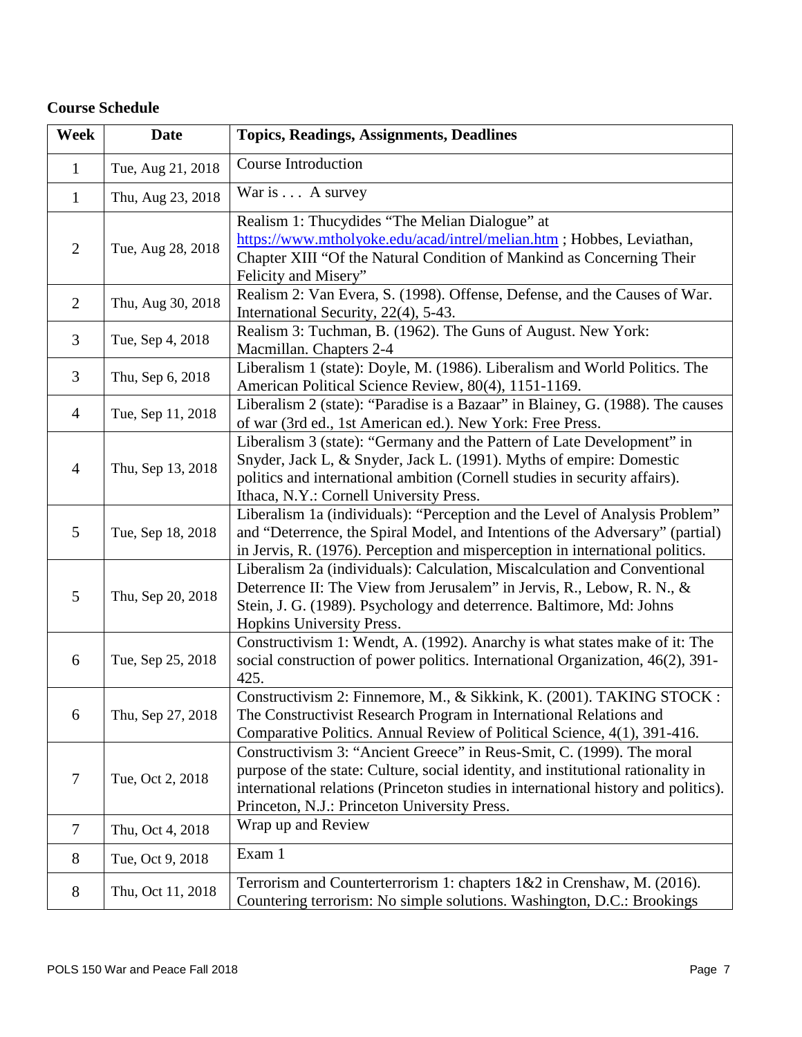**Course Schedule**

| Week | Date | Topics, Readings, Assignments, Deadlines |
|---|---|---|
| 1 | Tue, Aug 21, 2018 | Course Introduction |
| 1 | Thu, Aug 23, 2018 | War is . . . A survey |
| 2 | Tue, Aug 28, 2018 | Realism 1: Thucydides "The Melian Dialogue" at https://www.mtholyoke.edu/acad/intrel/melian.htm ; Hobbes, Leviathan, Chapter XIII "Of the Natural Condition of Mankind as Concerning Their Felicity and Misery" |
| 2 | Thu, Aug 30, 2018 | Realism 2: Van Evera, S. (1998). Offense, Defense, and the Causes of War. International Security, 22(4), 5-43. |
| 3 | Tue, Sep 4, 2018 | Realism 3: Tuchman, B. (1962). The Guns of August. New York: Macmillan. Chapters 2-4 |
| 3 | Thu, Sep 6, 2018 | Liberalism 1 (state): Doyle, M. (1986). Liberalism and World Politics. The American Political Science Review, 80(4), 1151-1169. |
| 4 | Tue, Sep 11, 2018 | Liberalism 2 (state): "Paradise is a Bazaar" in Blainey, G. (1988). The causes of war (3rd ed., 1st American ed.). New York: Free Press. |
| 4 | Thu, Sep 13, 2018 | Liberalism 3 (state): "Germany and the Pattern of Late Development" in Snyder, Jack L, & Snyder, Jack L. (1991). Myths of empire: Domestic politics and international ambition (Cornell studies in security affairs). Ithaca, N.Y.: Cornell University Press. |
| 5 | Tue, Sep 18, 2018 | Liberalism 1a (individuals): "Perception and the Level of Analysis Problem" and "Deterrence, the Spiral Model, and Intentions of the Adversary" (partial) in Jervis, R. (1976). Perception and misperception in international politics. |
| 5 | Thu, Sep 20, 2018 | Liberalism 2a (individuals): Calculation, Miscalculation and Conventional Deterrence II: The View from Jerusalem" in Jervis, R., Lebow, R. N., & Stein, J. G. (1989). Psychology and deterrence. Baltimore, Md: Johns Hopkins University Press. |
| 6 | Tue, Sep 25, 2018 | Constructivism 1: Wendt, A. (1992). Anarchy is what states make of it: The social construction of power politics. International Organization, 46(2), 391-425. |
| 6 | Thu, Sep 27, 2018 | Constructivism 2: Finnemore, M., & Sikkink, K. (2001). TAKING STOCK : The Constructivist Research Program in International Relations and Comparative Politics. Annual Review of Political Science, 4(1), 391-416. |
| 7 | Tue, Oct 2, 2018 | Constructivism 3: "Ancient Greece" in Reus-Smit, C. (1999). The moral purpose of the state: Culture, social identity, and institutional rationality in international relations (Princeton studies in international history and politics). Princeton, N.J.: Princeton University Press. |
| 7 | Thu, Oct 4, 2018 | Wrap up and Review |
| 8 | Tue, Oct 9, 2018 | Exam 1 |
| 8 | Thu, Oct 11, 2018 | Terrorism and Counterterrorism 1: chapters 1&2 in Crenshaw, M. (2016). Countering terrorism: No simple solutions. Washington, D.C.: Brookings |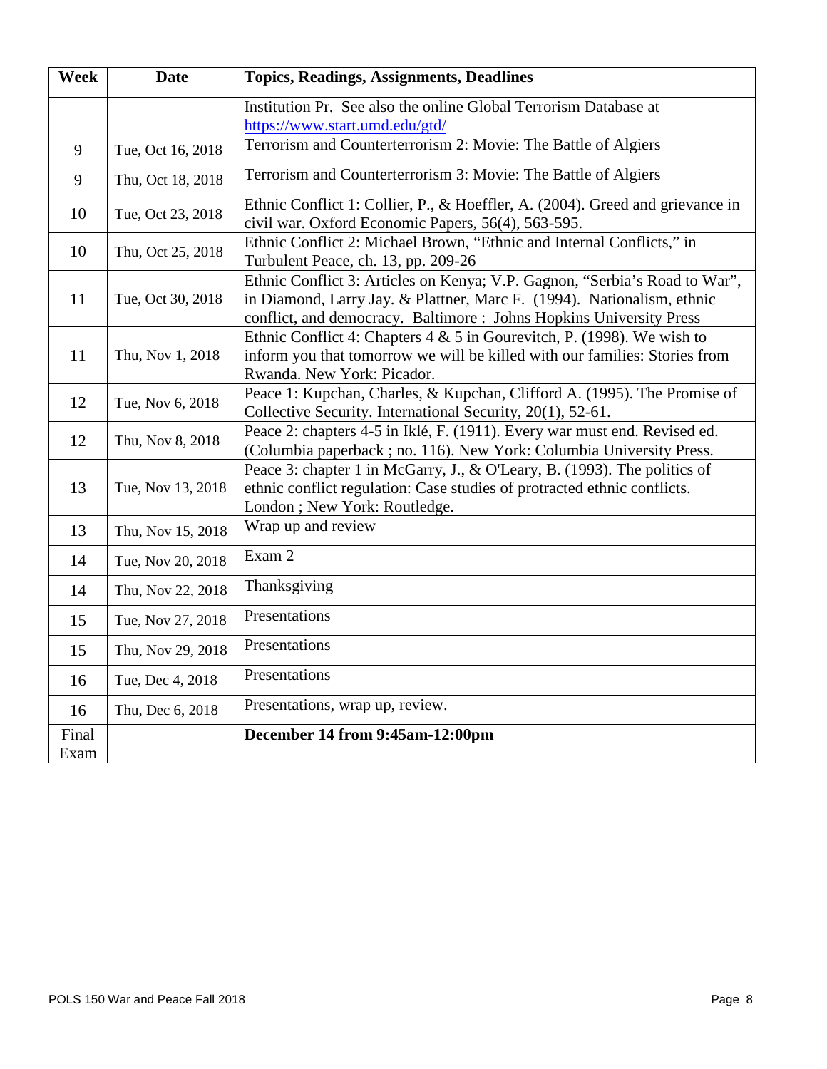| Week | Date | Topics, Readings, Assignments, Deadlines |
|---|---|---|
| | | Institution Pr. See also the online Global Terrorism Database at https://www.start.umd.edu/gtd/ |
| 9 | Tue, Oct 16, 2018 | Terrorism and Counterterrorism 2: Movie: The Battle of Algiers |
| 9 | Thu, Oct 18, 2018 | Terrorism and Counterterrorism 3: Movie: The Battle of Algiers |
| 10 | Tue, Oct 23, 2018 | Ethnic Conflict 1: Collier, P., & Hoeffler, A. (2004). Greed and grievance in civil war. Oxford Economic Papers, 56(4), 563-595. |
| 10 | Thu, Oct 25, 2018 | Ethnic Conflict 2: Michael Brown, "Ethnic and Internal Conflicts," in Turbulent Peace, ch. 13, pp. 209-26 |
| 11 | Tue, Oct 30, 2018 | Ethnic Conflict 3: Articles on Kenya; V.P. Gagnon, "Serbia's Road to War", in Diamond, Larry Jay. & Plattner, Marc F. (1994). Nationalism, ethnic conflict, and democracy. Baltimore : Johns Hopkins University Press |
| 11 | Thu, Nov 1, 2018 | Ethnic Conflict 4: Chapters 4 & 5 in Gourevitch, P. (1998). We wish to inform you that tomorrow we will be killed with our families: Stories from Rwanda. New York: Picador. |
| 12 | Tue, Nov 6, 2018 | Peace 1: Kupchan, Charles, & Kupchan, Clifford A. (1995). The Promise of Collective Security. International Security, 20(1), 52-61. |
| 12 | Thu, Nov 8, 2018 | Peace 2: chapters 4-5 in Iklé, F. (1911). Every war must end. Revised ed. (Columbia paperback ; no. 116). New York: Columbia University Press. |
| 13 | Tue, Nov 13, 2018 | Peace 3: chapter 1 in McGarry, J., & O'Leary, B. (1993). The politics of ethnic conflict regulation: Case studies of protracted ethnic conflicts. London ; New York: Routledge. |
| 13 | Thu, Nov 15, 2018 | Wrap up and review |
| 14 | Tue, Nov 20, 2018 | Exam 2 |
| 14 | Thu, Nov 22, 2018 | Thanksgiving |
| 15 | Tue, Nov 27, 2018 | Presentations |
| 15 | Thu, Nov 29, 2018 | Presentations |
| 16 | Tue, Dec 4, 2018 | Presentations |
| 16 | Thu, Dec 6, 2018 | Presentations, wrap up, review. |
| Final Exam | | **December 14 from 9:45am-12:00pm** |